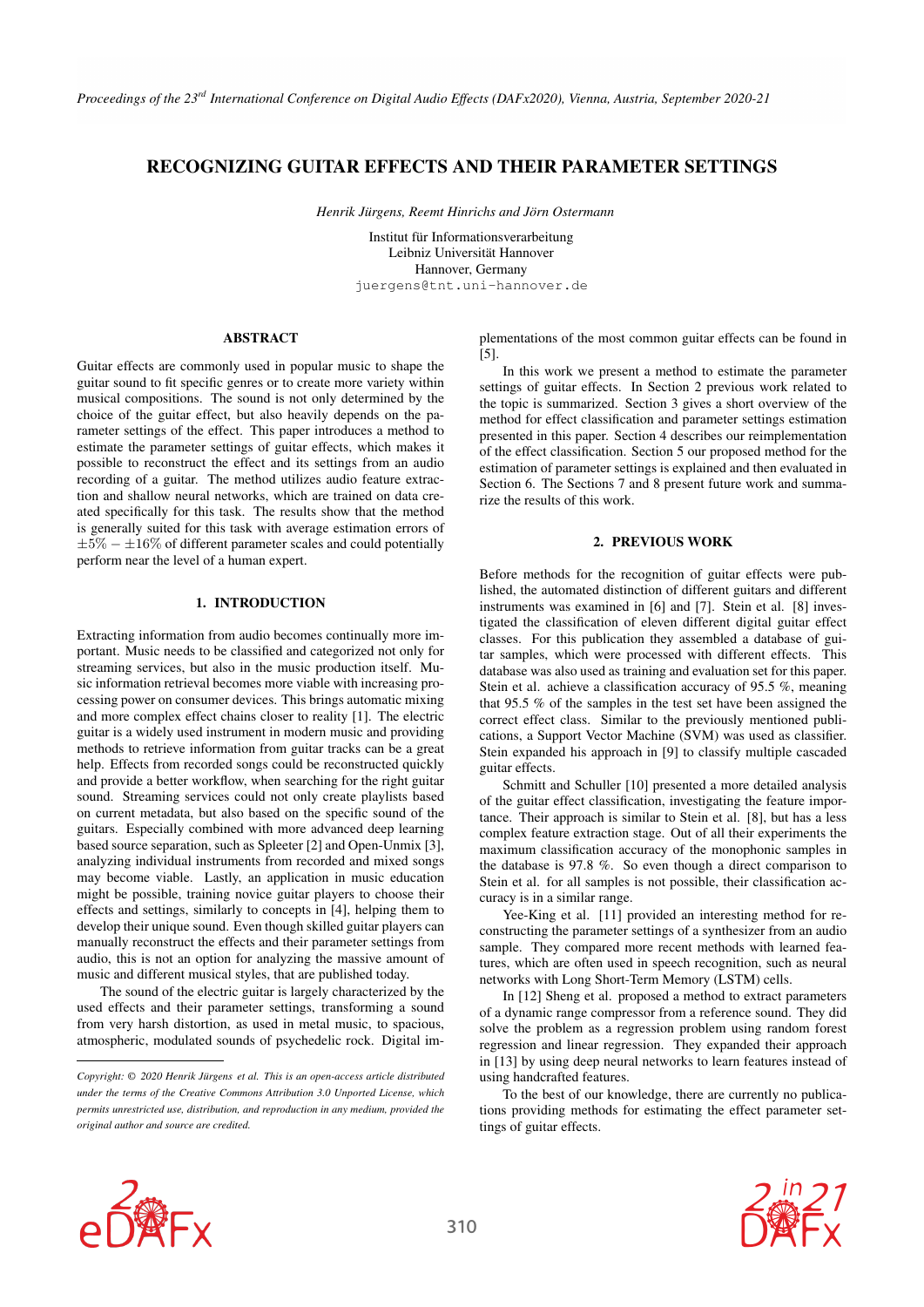# RECOGNIZING GUITAR EFFECTS AND THEIR PARAMETER SETTINGS

*Henrik Jürgens, Reemt Hinrichs and Jörn Ostermann*

Institut für Informationsverarbeitung
Leibniz Universität Hannover
Hannover, Germany
juergens@tnt.uni-hannover.de

## ABSTRACT

Guitar effects are commonly used in popular music to shape the guitar sound to fit specific genres or to create more variety within musical compositions. The sound is not only determined by the choice of the guitar effect, but also heavily depends on the parameter settings of the effect. This paper introduces a method to estimate the parameter settings of guitar effects, which makes it possible to reconstruct the effect and its settings from an audio recording of a guitar. The method utilizes audio feature extraction and shallow neural networks, which are trained on data created specifically for this task. The results show that the method is generally suited for this task with average estimation errors of $\pm 5\% - \pm 16\%$ of different parameter scales and could potentially perform near the level of a human expert.

## 1. INTRODUCTION

Extracting information from audio becomes continually more important. Music needs to be classified and categorized not only for streaming services, but also in the music production itself. Music information retrieval becomes more viable with increasing processing power on consumer devices. This brings automatic mixing and more complex effect chains closer to reality [1]. The electric guitar is a widely used instrument in modern music and providing methods to retrieve information from guitar tracks can be a great help. Effects from recorded songs could be reconstructed quickly and provide a better workflow, when searching for the right guitar sound. Streaming services could not only create playlists based on current metadata, but also based on the specific sound of the guitars. Especially combined with more advanced deep learning based source separation, such as Spleeter [2] and Open-Unmix [3], analyzing individual instruments from recorded and mixed songs may become viable. Lastly, an application in music education might be possible, training novice guitar players to choose their effects and settings, similarly to concepts in [4], helping them to develop their unique sound. Even though skilled guitar players can manually reconstruct the effects and their parameter settings from audio, this is not an option for analyzing the massive amount of music and different musical styles, that are published today.

The sound of the electric guitar is largely characterized by the used effects and their parameter settings, transforming a sound from very harsh distortion, as used in metal music, to spacious, atmospheric, modulated sounds of psychedelic rock. Digital implementations of the most common guitar effects can be found in [5].

In this work we present a method to estimate the parameter settings of guitar effects. In Section 2 previous work related to the topic is summarized. Section 3 gives a short overview of the method for effect classification and parameter settings estimation presented in this paper. Section 4 describes our reimplementation of the effect classification. Section 5 our proposed method for the estimation of parameter settings is explained and then evaluated in Section 6. The Sections 7 and 8 present future work and summarize the results of this work.

## 2. PREVIOUS WORK

Before methods for the recognition of guitar effects were published, the automated distinction of different guitars and different instruments was examined in [6] and [7]. Stein et al. [8] investigated the classification of eleven different digital guitar effect classes. For this publication they assembled a database of guitar samples, which were processed with different effects. This database was also used as training and evaluation set for this paper. Stein et al. achieve a classification accuracy of 95.5 %, meaning that 95.5 % of the samples in the test set have been assigned the correct effect class. Similar to the previously mentioned publications, a Support Vector Machine (SVM) was used as classifier. Stein expanded his approach in [9] to classify multiple cascaded guitar effects.

Schmitt and Schuller [10] presented a more detailed analysis of the guitar effect classification, investigating the feature importance. Their approach is similar to Stein et al. [8], but has a less complex feature extraction stage. Out of all their experiments the maximum classification accuracy of the monophonic samples in the database is 97.8 %. So even though a direct comparison to Stein et al. for all samples is not possible, their classification accuracy is in a similar range.

Yee-King et al. [11] provided an interesting method for reconstructing the parameter settings of a synthesizer from an audio sample. They compared more recent methods with learned features, which are often used in speech recognition, such as neural networks with Long Short-Term Memory (LSTM) cells.

In [12] Sheng et al. proposed a method to extract parameters of a dynamic range compressor from a reference sound. They did solve the problem as a regression problem using random forest regression and linear regression. They expanded their approach in [13] by using deep neural networks to learn features instead of using handcrafted features.

To the best of our knowledge, there are currently no publications providing methods for estimating the effect parameter settings of guitar effects.

*Copyright: © 2020 Henrik Jürgens et al. This is an open-access article distributed under the terms of the Creative Commons Attribution 3.0 Unported License, which permits unrestricted use, distribution, and reproduction in any medium, provided the original author and source are credited.*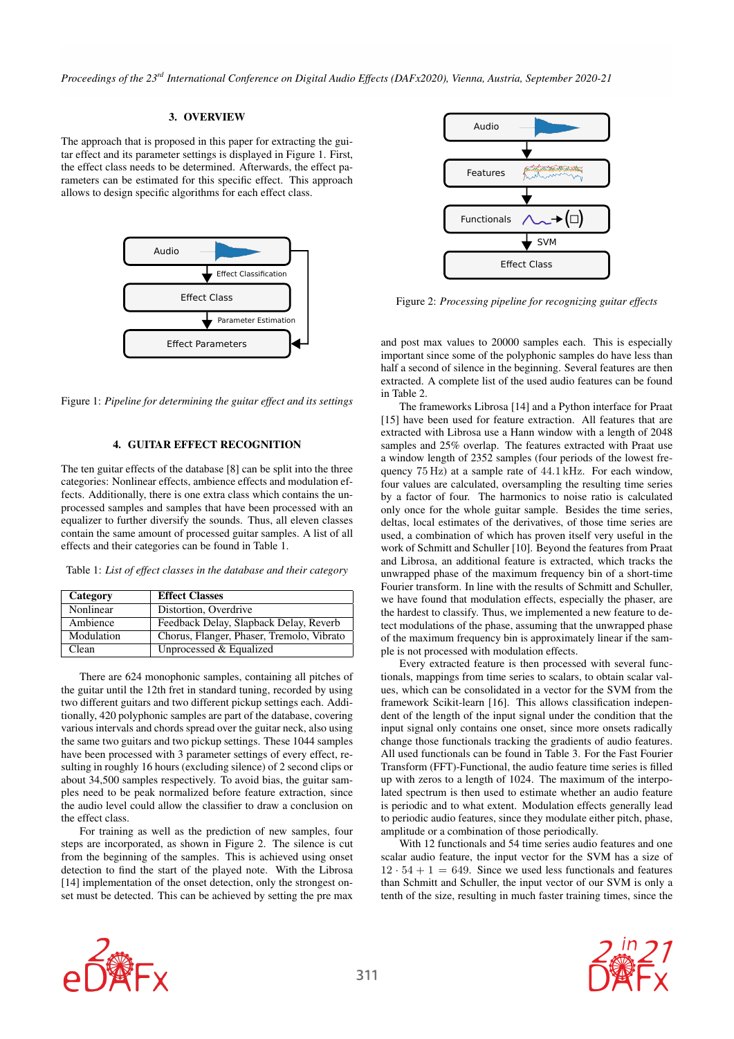## 3. OVERVIEW

The approach that is proposed in this paper for extracting the guitar effect and its parameter settings is displayed in Figure 1. First, the effect class needs to be determined. Afterwards, the effect parameters can be estimated for this specific effect. This approach allows to design specific algorithms for each effect class.

Figure 1: *Pipeline for determining the guitar effect and its settings*

## 4. GUITAR EFFECT RECOGNITION

The ten guitar effects of the database [8] can be split into the three categories: Nonlinear effects, ambience effects and modulation effects. Additionally, there is one extra class which contains the unprocessed samples and samples that have been processed with an equalizer to further diversify the sounds. Thus, all eleven classes contain the same amount of processed guitar samples. A list of all effects and their categories can be found in Table 1.

Table 1: *List of effect classes in the database and their category*

| Category | Effect Classes |
|---|---|
| Nonlinear | Distortion, Overdrive |
| Ambience | Feedback Delay, Slapback Delay, Reverb |
| Modulation | Chorus, Flanger, Phaser, Tremolo, Vibrato |
| Clean | Unprocessed & Equalized |

There are 624 monophonic samples, containing all pitches of the guitar until the 12th fret in standard tuning, recorded by using two different guitars and two different pickup settings each. Additionally, 420 polyphonic samples are part of the database, covering various intervals and chords spread over the guitar neck, also using the same two guitars and two pickup settings. These 1044 samples have been processed with 3 parameter settings of every effect, resulting in roughly 16 hours (excluding silence) of 2 second clips or about 34,500 samples respectively. To avoid bias, the guitar samples need to be peak normalized before feature extraction, since the audio level could allow the classifier to draw a conclusion on the effect class.

For training as well as the prediction of new samples, four steps are incorporated, as shown in Figure 2. The silence is cut from the beginning of the samples. This is achieved using onset detection to find the start of the played note. With the Librosa [14] implementation of the onset detection, only the strongest onset must be detected. This can be achieved by setting the pre max and post max values to 20000 samples each. This is especially important since some of the polyphonic samples do have less than half a second of silence in the beginning. Several features are then extracted. A complete list of the used audio features can be found in Table 2.

Figure 2: *Processing pipeline for recognizing guitar effects*

The frameworks Librosa [14] and a Python interface for Praat [15] have been used for feature extraction. All features that are extracted with Librosa use a Hann window with a length of 2048 samples and 25% overlap. The features extracted with Praat use a window length of 2352 samples (four periods of the lowest frequency 75 Hz) at a sample rate of 44.1 kHz. For each window, four values are calculated, oversampling the resulting time series by a factor of four. The harmonics to noise ratio is calculated only once for the whole guitar sample. Besides the time series, deltas, local estimates of the derivatives, of those time series are used, a combination of which has proven itself very useful in the work of Schmitt and Schuller [10]. Beyond the features from Praat and Librosa, an additional feature is extracted, which tracks the unwrapped phase of the maximum frequency bin of a short-time Fourier transform. In line with the results of Schmitt and Schuller, we have found that modulation effects, especially the phaser, are the hardest to classify. Thus, we implemented a new feature to detect modulations of the phase, assuming that the unwrapped phase of the maximum frequency bin is approximately linear if the sample is not processed with modulation effects.

Every extracted feature is then processed with several functionals, mappings from time series to scalars, to obtain scalar values, which can be consolidated in a vector for the SVM from the framework Scikit-learn [16]. This allows classification independent of the length of the input signal under the condition that the input signal only contains one onset, since more onsets radically change those functionals tracking the gradients of audio features. All used functionals can be found in Table 3. For the Fast Fourier Transform (FFT)-Functional, the audio feature time series is filled up with zeros to a length of 1024. The maximum of the interpolated spectrum is then used to estimate whether an audio feature is periodic and to what extent. Modulation effects generally lead to periodic audio features, since they modulate either pitch, phase, amplitude or a combination of those periodically.

With 12 functionals and 54 time series audio features and one scalar audio feature, the input vector for the SVM has a size of $12 \cdot 54 + 1 = 649$. Since we used less functionals and features than Schmitt and Schuller, the input vector of our SVM is only a tenth of the size, resulting in much faster training times, since the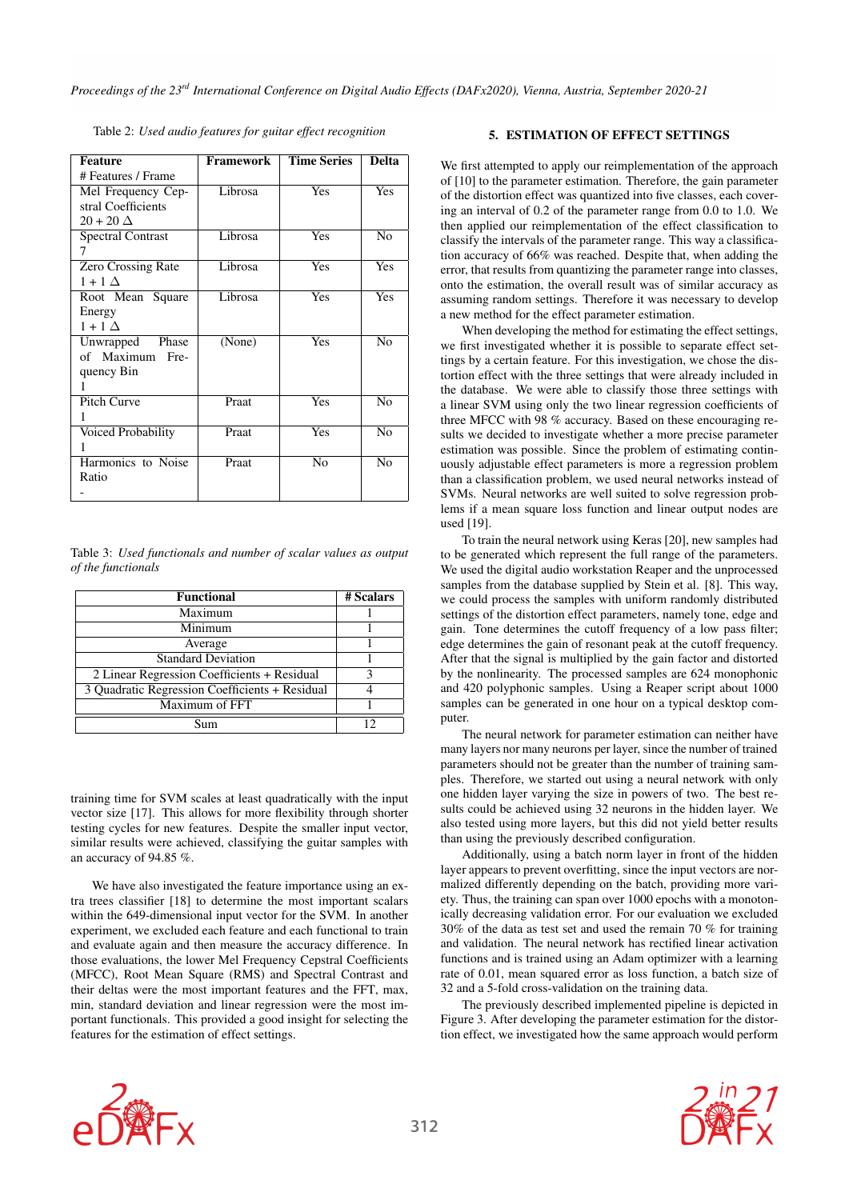Table 2: *Used audio features for guitar effect recognition*

| Feature<br># Features / Frame | Framework | Time Series | Delta |
|---|---|---|---|
| Mel Frequency Cepstral Coefficients<br>20 + 20 Δ | Librosa | Yes | Yes |
| Spectral Contrast<br>7 | Librosa | Yes | No |
| Zero Crossing Rate<br>1 + 1 Δ | Librosa | Yes | Yes |
| Root Mean Square Energy<br>1 + 1 Δ | Librosa | Yes | Yes |
| Unwrapped Phase of Maximum Frequency Bin<br>1 | (None) | Yes | No |
| Pitch Curve<br>1 | Praat | Yes | No |
| Voiced Probability<br>1 | Praat | Yes | No |
| Harmonics to Noise Ratio<br>- | Praat | No | No |

Table 3: *Used functionals and number of scalar values as output of the functionals*

| Functional | # Scalars |
|---|---|
| Maximum | 1 |
| Minimum | 1 |
| Average | 1 |
| Standard Deviation | 1 |
| 2 Linear Regression Coefficients + Residual | 3 |
| 3 Quadratic Regression Coefficients + Residual | 4 |
| Maximum of FFT | 1 |
| Sum | 12 |

training time for SVM scales at least quadratically with the input vector size [17]. This allows for more flexibility through shorter testing cycles for new features. Despite the smaller input vector, similar results were achieved, classifying the guitar samples with an accuracy of 94.85 %.

We have also investigated the feature importance using an extra trees classifier [18] to determine the most important scalars within the 649-dimensional input vector for the SVM. In another experiment, we excluded each feature and each functional to train and evaluate again and then measure the accuracy difference. In those evaluations, the lower Mel Frequency Cepstral Coefficients (MFCC), Root Mean Square (RMS) and Spectral Contrast and their deltas were the most important features and the FFT, max, min, standard deviation and linear regression were the most important functionals. This provided a good insight for selecting the features for the estimation of effect settings.

## 5. ESTIMATION OF EFFECT SETTINGS

We first attempted to apply our reimplementation of the approach of [10] to the parameter estimation. Therefore, the gain parameter of the distortion effect was quantized into five classes, each covering an interval of 0.2 of the parameter range from 0.0 to 1.0. We then applied our reimplementation of the effect classification to classify the intervals of the parameter range. This way a classification accuracy of 66% was reached. Despite that, when adding the error, that results from quantizing the parameter range into classes, onto the estimation, the overall result was of similar accuracy as assuming random settings. Therefore it was necessary to develop a new method for the effect parameter estimation.

When developing the method for estimating the effect settings, we first investigated whether it is possible to separate effect settings by a certain feature. For this investigation, we chose the distortion effect with the three settings that were already included in the database. We were able to classify those three settings with a linear SVM using only the two linear regression coefficients of three MFCC with 98 % accuracy. Based on these encouraging results we decided to investigate whether a more precise parameter estimation was possible. Since the problem of estimating continuously adjustable effect parameters is more a regression problem than a classification problem, we used neural networks instead of SVMs. Neural networks are well suited to solve regression problems if a mean square loss function and linear output nodes are used [19].

To train the neural network using Keras [20], new samples had to be generated which represent the full range of the parameters. We used the digital audio workstation Reaper and the unprocessed samples from the database supplied by Stein et al. [8]. This way, we could process the samples with uniform randomly distributed settings of the distortion effect parameters, namely tone, edge and gain. Tone determines the cutoff frequency of a low pass filter; edge determines the gain of resonant peak at the cutoff frequency. After that the signal is multiplied by the gain factor and distorted by the nonlinearity. The processed samples are 624 monophonic and 420 polyphonic samples. Using a Reaper script about 1000 samples can be generated in one hour on a typical desktop computer.

The neural network for parameter estimation can neither have many layers nor many neurons per layer, since the number of trained parameters should not be greater than the number of training samples. Therefore, we started out using a neural network with only one hidden layer varying the size in powers of two. The best results could be achieved using 32 neurons in the hidden layer. We also tested using more layers, but this did not yield better results than using the previously described configuration.

Additionally, using a batch norm layer in front of the hidden layer appears to prevent overfitting, since the input vectors are normalized differently depending on the batch, providing more variety. Thus, the training can span over 1000 epochs with a monotonically decreasing validation error. For our evaluation we excluded 30% of the data as test set and used the remain 70 % for training and validation. The neural network has rectified linear activation functions and is trained using an Adam optimizer with a learning rate of 0.01, mean squared error as loss function, a batch size of 32 and a 5-fold cross-validation on the training data.

The previously described implemented pipeline is depicted in Figure 3. After developing the parameter estimation for the distortion effect, we investigated how the same approach would perform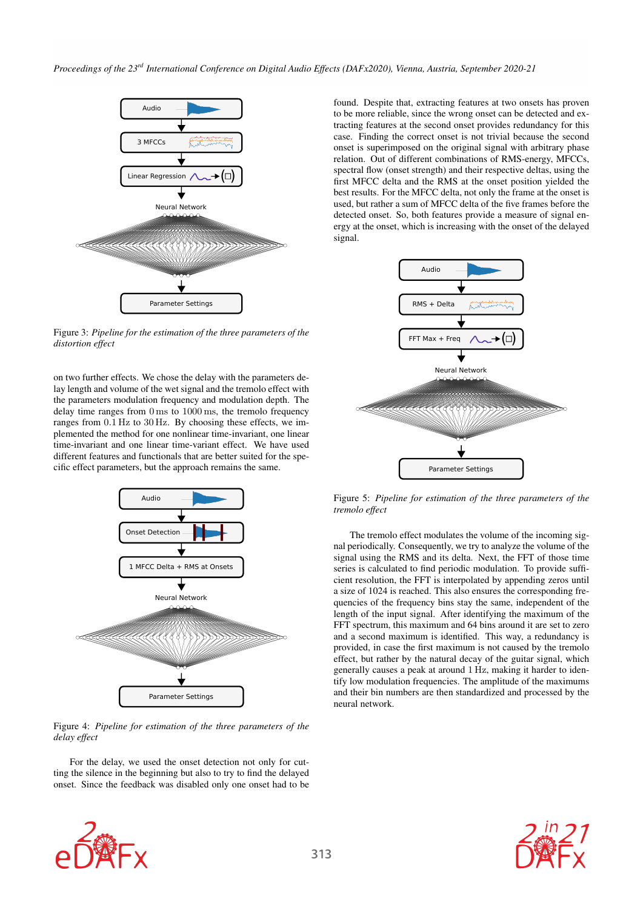Figure 3: *Pipeline for the estimation of the three parameters of the distortion effect*

on two further effects. We chose the delay with the parameters delay length and volume of the wet signal and the tremolo effect with the parameters modulation frequency and modulation depth. The delay time ranges from 0 ms to 1000 ms, the tremolo frequency ranges from 0.1 Hz to 30 Hz. By choosing these effects, we implemented the method for one nonlinear time-invariant, one linear time-invariant and one linear time-variant effect. We have used different features and functionals that are better suited for the specific effect parameters, but the approach remains the same.

Figure 4: *Pipeline for estimation of the three parameters of the delay effect*

For the delay, we used the onset detection not only for cutting the silence in the beginning but also to try to find the delayed onset. Since the feedback was disabled only one onset had to be found. Despite that, extracting features at two onsets has proven to be more reliable, since the wrong onset can be detected and extracting features at the second onset provides redundancy for this case. Finding the correct onset is not trivial because the second onset is superimposed on the original signal with arbitrary phase relation. Out of different combinations of RMS-energy, MFCCs, spectral flow (onset strength) and their respective deltas, using the first MFCC delta and the RMS at the onset position yielded the best results. For the MFCC delta, not only the frame at the onset is used, but rather a sum of MFCC delta of the five frames before the detected onset. So, both features provide a measure of signal energy at the onset, which is increasing with the onset of the delayed signal.

Figure 5: *Pipeline for estimation of the three parameters of the tremolo effect*

The tremolo effect modulates the volume of the incoming signal periodically. Consequently, we try to analyze the volume of the signal using the RMS and its delta. Next, the FFT of those time series is calculated to find periodic modulation. To provide sufficient resolution, the FFT is interpolated by appending zeros until a size of 1024 is reached. This also ensures the corresponding frequencies of the frequency bins stay the same, independent of the length of the input signal. After identifying the maximum of the FFT spectrum, this maximum and 64 bins around it are set to zero and a second maximum is identified. This way, a redundancy is provided, in case the first maximum is not caused by the tremolo effect, but rather by the natural decay of the guitar signal, which generally causes a peak at around 1 Hz, making it harder to identify low modulation frequencies. The amplitude of the maximums and their bin numbers are then standardized and processed by the neural network.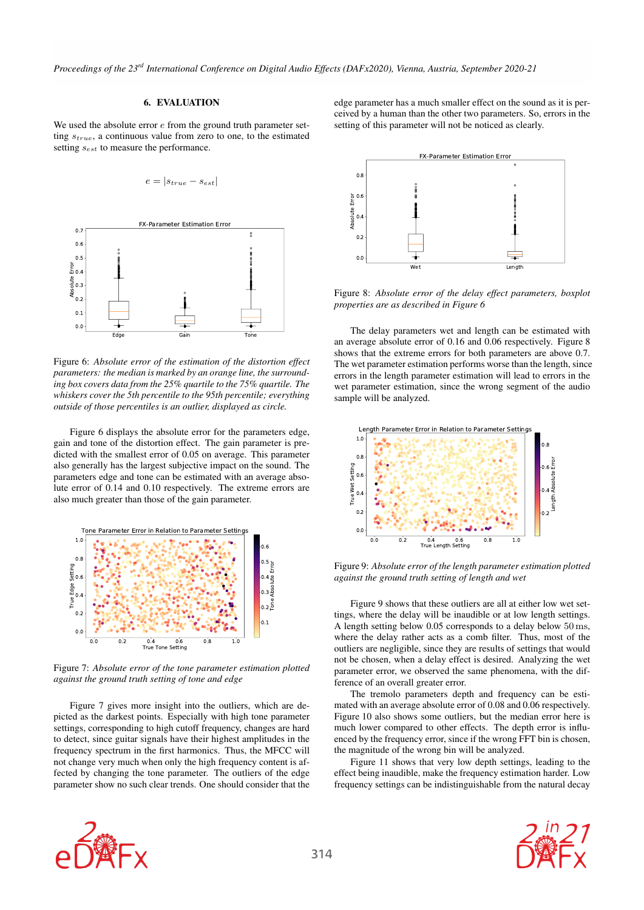## 6. EVALUATION

We used the absolute error $e$ from the ground truth parameter setting $s_{true}$, a continuous value from zero to one, to the estimated setting $s_{est}$ to measure the performance.

$$e = |s_{true} - s_{est}|$$

Figure 6: *Absolute error of the estimation of the distortion effect parameters: the median is marked by an orange line, the surrounding box covers data from the 25% quartile to the 75% quartile. The whiskers cover the 5th percentile to the 95th percentile; everything outside of those percentiles is an outlier, displayed as circle.*

Figure 6 displays the absolute error for the parameters edge, gain and tone of the distortion effect. The gain parameter is predicted with the smallest error of 0.05 on average. This parameter also generally has the largest subjective impact on the sound. The parameters edge and tone can be estimated with an average absolute error of 0.14 and 0.10 respectively. The extreme errors are also much greater than those of the gain parameter.

Figure 7: *Absolute error of the tone parameter estimation plotted against the ground truth setting of tone and edge*

Figure 7 gives more insight into the outliers, which are depicted as the darkest points. Especially with high tone parameter settings, corresponding to high cutoff frequency, changes are hard to detect, since guitar signals have their highest amplitudes in the frequency spectrum in the first harmonics. Thus, the MFCC will not change very much when only the high frequency content is affected by changing the tone parameter. The outliers of the edge parameter show no such clear trends. One should consider that the edge parameter has a much smaller effect on the sound as it is perceived by a human than the other two parameters. So, errors in the setting of this parameter will not be noticed as clearly.

Figure 8: *Absolute error of the delay effect parameters, boxplot properties are as described in Figure 6*

The delay parameters wet and length can be estimated with an average absolute error of 0.16 and 0.06 respectively. Figure 8 shows that the extreme errors for both parameters are above 0.7. The wet parameter estimation performs worse than the length, since errors in the length parameter estimation will lead to errors in the wet parameter estimation, since the wrong segment of the audio sample will be analyzed.

Figure 9: *Absolute error of the length parameter estimation plotted against the ground truth setting of length and wet*

Figure 9 shows that these outliers are all at either low wet settings, where the delay will be inaudible or at low length settings. A length setting below 0.05 corresponds to a delay below 50 ms, where the delay rather acts as a comb filter. Thus, most of the outliers are negligible, since they are results of settings that would not be chosen, when a delay effect is desired. Analyzing the wet parameter error, we observed the same phenomena, with the difference of an overall greater error.

The tremolo parameters depth and frequency can be estimated with an average absolute error of 0.08 and 0.06 respectively. Figure 10 also shows some outliers, but the median error here is much lower compared to other effects. The depth error is influenced by the frequency error, since if the wrong FFT bin is chosen, the magnitude of the wrong bin will be analyzed.

Figure 11 shows that very low depth settings, leading to the effect being inaudible, make the frequency estimation harder. Low frequency settings can be indistinguishable from the natural decay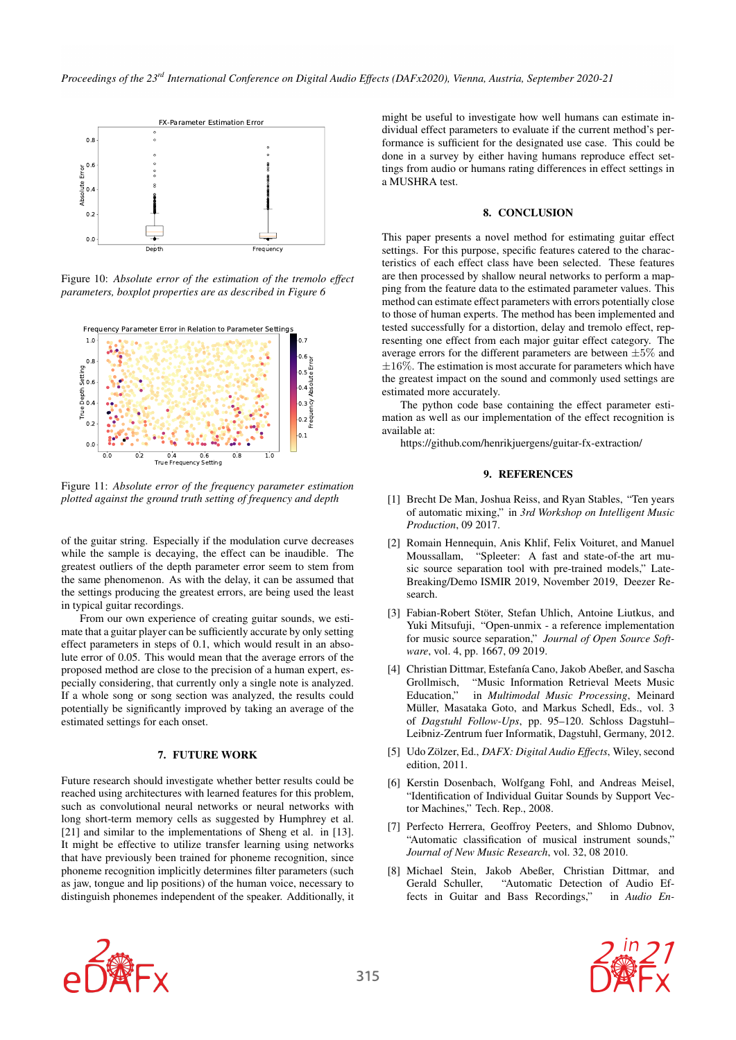Figure 10: *Absolute error of the estimation of the tremolo effect parameters, boxplot properties are as described in Figure 6*

Figure 11: *Absolute error of the frequency parameter estimation plotted against the ground truth setting of frequency and depth*

of the guitar string. Especially if the modulation curve decreases while the sample is decaying, the effect can be inaudible. The greatest outliers of the depth parameter error seem to stem from the same phenomenon. As with the delay, it can be assumed that the settings producing the greatest errors, are being used the least in typical guitar recordings.

From our own experience of creating guitar sounds, we estimate that a guitar player can be sufficiently accurate by only setting effect parameters in steps of 0.1, which would result in an absolute error of 0.05. This would mean that the average errors of the proposed method are close to the precision of a human expert, especially considering, that currently only a single note is analyzed. If a whole song or song section was analyzed, the results could potentially be significantly improved by taking an average of the estimated settings for each onset.

## 7. FUTURE WORK

Future research should investigate whether better results could be reached using architectures with learned features for this problem, such as convolutional neural networks or neural networks with long short-term memory cells as suggested by Humphrey et al. [21] and similar to the implementations of Sheng et al. in [13]. It might be effective to utilize transfer learning using networks that have previously been trained for phoneme recognition, since phoneme recognition implicitly determines filter parameters (such as jaw, tongue and lip positions) of the human voice, necessary to distinguish phonemes independent of the speaker. Additionally, it might be useful to investigate how well humans can estimate individual effect parameters to evaluate if the current method's performance is sufficient for the designated use case. This could be done in a survey by either having humans reproduce effect settings from audio or humans rating differences in effect settings in a MUSHRA test.

## 8. CONCLUSION

This paper presents a novel method for estimating guitar effect settings. For this purpose, specific features catered to the characteristics of each effect class have been selected. These features are then processed by shallow neural networks to perform a mapping from the feature data to the estimated parameter values. This method can estimate effect parameters with errors potentially close to those of human experts. The method has been implemented and tested successfully for a distortion, delay and tremolo effect, representing one effect from each major guitar effect category. The average errors for the different parameters are between $\pm 5\%$ and $\pm 16\%$. The estimation is most accurate for parameters which have the greatest impact on the sound and commonly used settings are estimated more accurately.

The python code base containing the effect parameter estimation as well as our implementation of the effect recognition is available at:

https://github.com/henrikjuergens/guitar-fx-extraction/

## 9. REFERENCES

[1] Brecht De Man, Joshua Reiss, and Ryan Stables, "Ten years of automatic mixing," in *3rd Workshop on Intelligent Music Production*, 09 2017.

[2] Romain Hennequin, Anis Khlif, Felix Voituret, and Manuel Moussallam, "Spleeter: A fast and state-of-the art music source separation tool with pre-trained models," Late-Breaking/Demo ISMIR 2019, November 2019, Deezer Research.

[3] Fabian-Robert Stöter, Stefan Uhlich, Antoine Liutkus, and Yuki Mitsufuji, "Open-unmix - a reference implementation for music source separation," *Journal of Open Source Software*, vol. 4, pp. 1667, 09 2019.

[4] Christian Dittmar, Estefanía Cano, Jakob Abeßer, and Sascha Grollmisch, "Music Information Retrieval Meets Music Education," in *Multimodal Music Processing*, Meinard Müller, Masataka Goto, and Markus Schedl, Eds., vol. 3 of *Dagstuhl Follow-Ups*, pp. 95–120. Schloss Dagstuhl–Leibniz-Zentrum fuer Informatik, Dagstuhl, Germany, 2012.

[5] Udo Zölzer, Ed., *DAFX: Digital Audio Effects*, Wiley, second edition, 2011.

[6] Kerstin Dosenbach, Wolfgang Fohl, and Andreas Meisel, "Identification of Individual Guitar Sounds by Support Vector Machines," Tech. Rep., 2008.

[7] Perfecto Herrera, Geoffroy Peeters, and Shlomo Dubnov, "Automatic classification of musical instrument sounds," *Journal of New Music Research*, vol. 32, 08 2010.

[8] Michael Stein, Jakob Abeßer, Christian Dittmar, and Gerald Schuller, "Automatic Detection of Audio Effects in Guitar and Bass Recordings," in *Audio En-*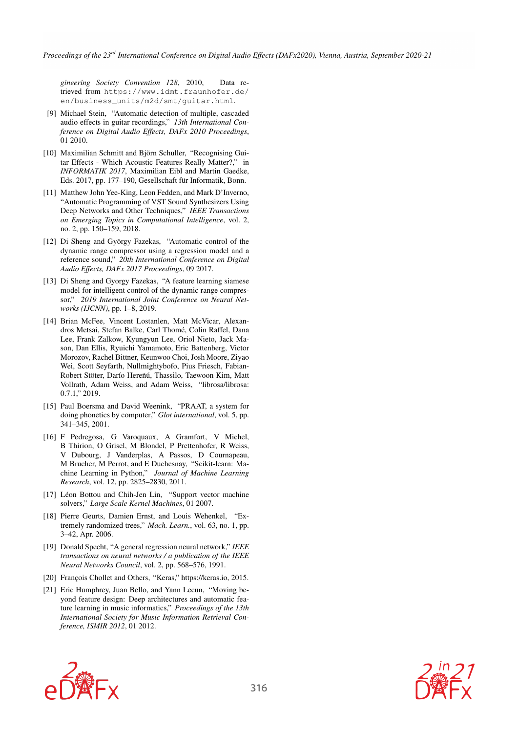*gineering Society Convention 128*, 2010, Data retrieved from https://www.idmt.fraunhofer.de/en/business_units/m2d/smt/guitar.html.

[9] Michael Stein, "Automatic detection of multiple, cascaded audio effects in guitar recordings," *13th International Conference on Digital Audio Effects, DAFx 2010 Proceedings*, 01 2010.

[10] Maximilian Schmitt and Björn Schuller, "Recognising Guitar Effects - Which Acoustic Features Really Matter?," in *INFORMATIK 2017*, Maximilian Eibl and Martin Gaedke, Eds. 2017, pp. 177–190, Gesellschaft für Informatik, Bonn.

[11] Matthew John Yee-King, Leon Fedden, and Mark D'Inverno, "Automatic Programming of VST Sound Synthesizers Using Deep Networks and Other Techniques," *IEEE Transactions on Emerging Topics in Computational Intelligence*, vol. 2, no. 2, pp. 150–159, 2018.

[12] Di Sheng and György Fazekas, "Automatic control of the dynamic range compressor using a regression model and a reference sound," *20th International Conference on Digital Audio Effects, DAFx 2017 Proceedings*, 09 2017.

[13] Di Sheng and Gyorgy Fazekas, "A feature learning siamese model for intelligent control of the dynamic range compressor," *2019 International Joint Conference on Neural Networks (IJCNN)*, pp. 1–8, 2019.

[14] Brian McFee, Vincent Lostanlen, Matt McVicar, Alexandros Metsai, Stefan Balke, Carl Thomé, Colin Raffel, Dana Lee, Frank Zalkow, Kyungyun Lee, Oriol Nieto, Jack Mason, Dan Ellis, Ryuichi Yamamoto, Eric Battenberg, Victor Morozov, Rachel Bittner, Keunwoo Choi, Josh Moore, Ziyao Wei, Scott Seyfarth, Nullmightybofo, Pius Friesch, Fabian-Robert Stöter, Darío Hereñú, Thassilo, Taewoon Kim, Matt Vollrath, Adam Weiss, and Adam Weiss, "librosa/librosa: 0.7.1," 2019.

[15] Paul Boersma and David Weenink, "PRAAT, a system for doing phonetics by computer," *Glot international*, vol. 5, pp. 341–345, 2001.

[16] F Pedregosa, G Varoquaux, A Gramfort, V Michel, B Thirion, O Grisel, M Blondel, P Prettenhofer, R Weiss, V Dubourg, J Vanderplas, A Passos, D Cournapeau, M Brucher, M Perrot, and E Duchesnay, "Scikit-learn: Machine Learning in Python," *Journal of Machine Learning Research*, vol. 12, pp. 2825–2830, 2011.

[17] Léon Bottou and Chih-Jen Lin, "Support vector machine solvers," *Large Scale Kernel Machines*, 01 2007.

[18] Pierre Geurts, Damien Ernst, and Louis Wehenkel, "Extremely randomized trees," *Mach. Learn.*, vol. 63, no. 1, pp. 3–42, Apr. 2006.

[19] Donald Specht, "A general regression neural network," *IEEE transactions on neural networks / a publication of the IEEE Neural Networks Council*, vol. 2, pp. 568–576, 1991.

[20] François Chollet and Others, "Keras," https://keras.io, 2015.

[21] Eric Humphrey, Juan Bello, and Yann Lecun, "Moving beyond feature design: Deep architectures and automatic feature learning in music informatics," *Proceedings of the 13th International Society for Music Information Retrieval Conference, ISMIR 2012*, 01 2012.